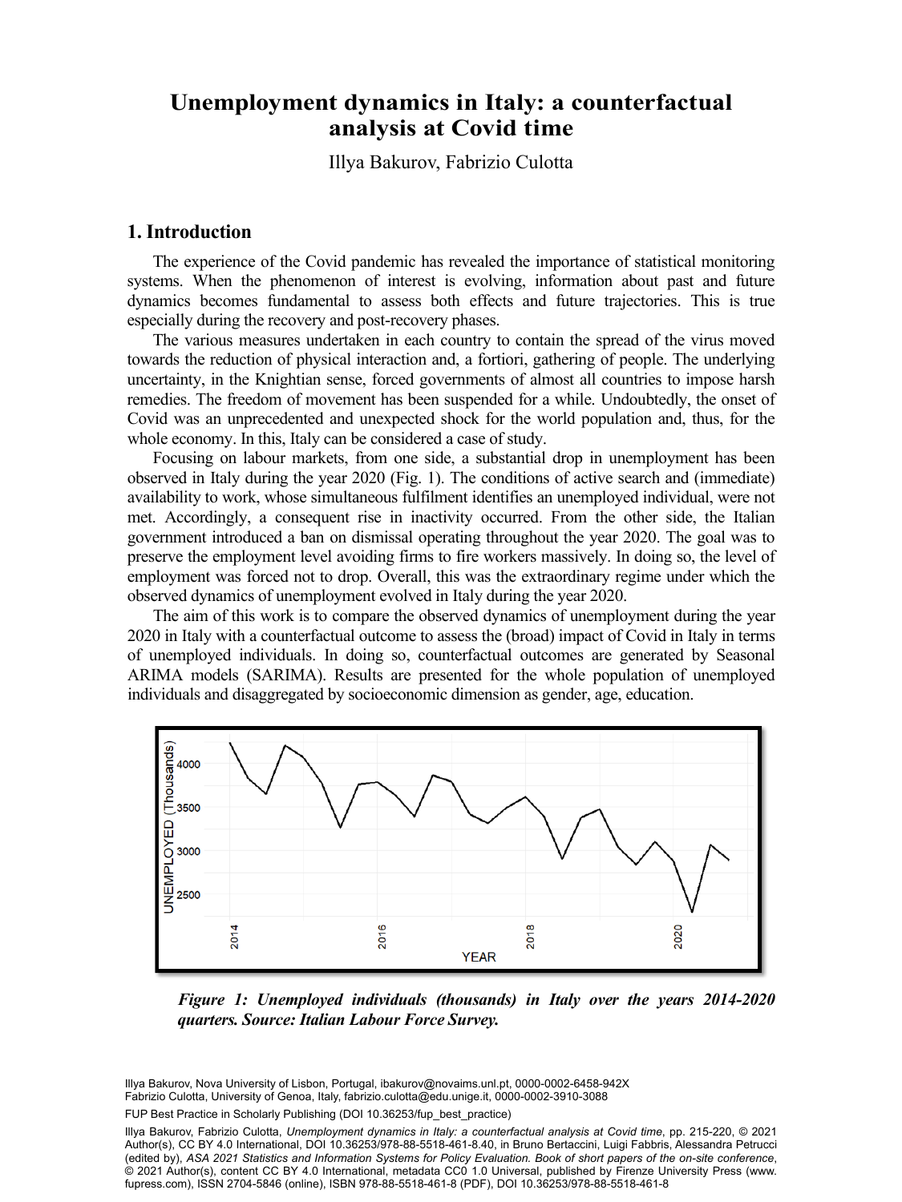# Unemployment dynamics in Italy: a counterfactual analysis at Covid time

Illya Bakurov, Fabrizio Culotta

## 1. Introduction

The experience of the Covid pandemic has revealed the importance of statistical monitoring systems. When the phenomenon of interest is evolving, information about past and future dynamics becomes fundamental to assess both effects and future trajectories. This is true especially during the recovery and post-recovery phases.

The various measures undertaken in each country to contain the spread of the virus moved towards the reduction of physical interaction and, a fortiori, gathering of people. The underlying uncertainty, in the Knightian sense, forced governments of almost all countries to impose harsh remedies. The freedom of movement has been suspended for a while. Undoubtedly, the onset of Covid was an unprecedented and unexpected shock for the world population and, thus, for the whole economy. In this, Italy can be considered a case of study.

Focusing on labour markets, from one side, a substantial drop in unemployment has been observed in Italy during the year 2020 (Fig. 1). The conditions of active search and (immediate) availability to work, whose simultaneous fulfilment identifies an unemployed individual, were not met. Accordingly, a consequent rise in inactivity occurred. From the other side, the Italian government introduced a ban on dismissal operating throughout the year 2020. The goal was to preserve the employment level avoiding firms to fire workers massively. In doing so, the level of employment was forced not to drop. Overall, this was the extraordinary regime under which the observed dynamics of unemployment evolved in Italy during the year 2020.

The aim of this work is to compare the observed dynamics of unemployment during the year 2020 in Italy with a counterfactual outcome to assess the (broad) impact of Covid in Italy in terms of unemployed individuals. In doing so, counterfactual outcomes are generated by Seasonal ARIMA models (SARIMA). Results are presented for the whole population of unemployed individuals and disaggregated by socioeconomic dimension as gender, age, education.

***Figure 1: Unemployed individuals (thousands) in Italy over the years 2014-2020 quarters. Source: Italian Labour Force Survey.***

Illya Bakurov, Nova University of Lisbon, Portugal, ibakurov@novaims.unl.pt, 0000-0002-6458-942X
Fabrizio Culotta, University of Genoa, Italy, fabrizio.culotta@edu.unige.it, 0000-0002-3910-3088

FUP Best Practice in Scholarly Publishing (DOI 10.36253/fup_best_practice)

Illya Bakurov, Fabrizio Culotta, *Unemployment dynamics in Italy: a counterfactual analysis at Covid time*, pp. 215-220, © 2021 Author(s), CC BY 4.0 International, DOI 10.36253/978-88-5518-461-8.40, in Bruno Bertaccini, Luigi Fabbris, Alessandra Petrucci (edited by), *ASA 2021 Statistics and Information Systems for Policy Evaluation. Book of short papers of the on-site conference*, © 2021 Author(s), content CC BY 4.0 International, metadata CC0 1.0 Universal, published by Firenze University Press (www.fupress.com), ISSN 2704-5846 (online), ISBN 978-88-5518-461-8 (PDF), DOI 10.36253/978-88-5518-461-8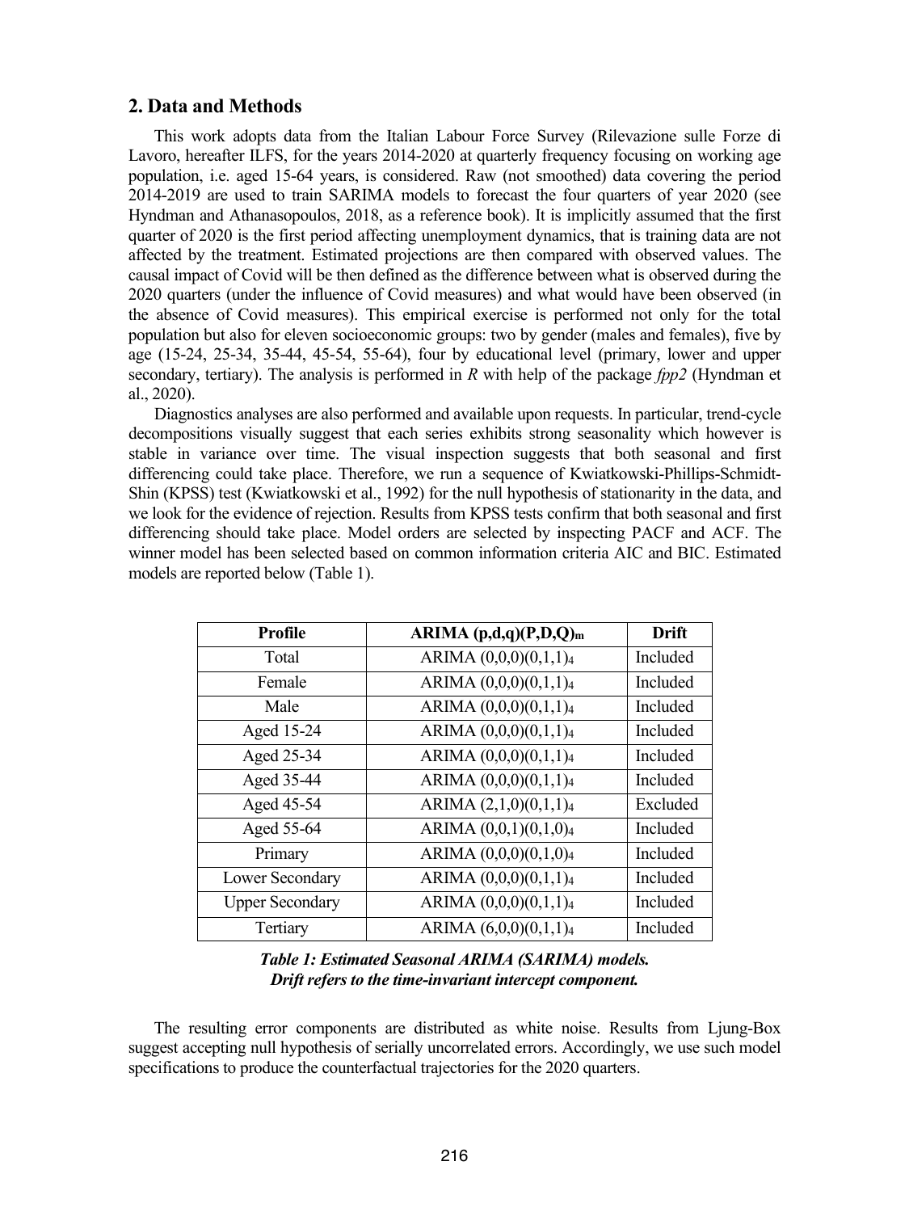## 2. Data and Methods

This work adopts data from the Italian Labour Force Survey (Rilevazione sulle Forze di Lavoro, hereafter ILFS, for the years 2014-2020 at quarterly frequency focusing on working age population, i.e. aged 15-64 years, is considered. Raw (not smoothed) data covering the period 2014-2019 are used to train SARIMA models to forecast the four quarters of year 2020 (see Hyndman and Athanasopoulos, 2018, as a reference book). It is implicitly assumed that the first quarter of 2020 is the first period affecting unemployment dynamics, that is training data are not affected by the treatment. Estimated projections are then compared with observed values. The causal impact of Covid will be then defined as the difference between what is observed during the 2020 quarters (under the influence of Covid measures) and what would have been observed (in the absence of Covid measures). This empirical exercise is performed not only for the total population but also for eleven socioeconomic groups: two by gender (males and females), five by age (15-24, 25-34, 35-44, 45-54, 55-64), four by educational level (primary, lower and upper secondary, tertiary). The analysis is performed in *R* with help of the package *fpp2* (Hyndman et al., 2020).

Diagnostics analyses are also performed and available upon requests. In particular, trend-cycle decompositions visually suggest that each series exhibits strong seasonality which however is stable in variance over time. The visual inspection suggests that both seasonal and first differencing could take place. Therefore, we run a sequence of Kwiatkowski-Phillips-Schmidt-Shin (KPSS) test (Kwiatkowski et al., 1992) for the null hypothesis of stationarity in the data, and we look for the evidence of rejection. Results from KPSS tests confirm that both seasonal and first differencing should take place. Model orders are selected by inspecting PACF and ACF. The winner model has been selected based on common information criteria AIC and BIC. Estimated models are reported below (Table 1).

| Profile | ARIMA $(p,d,q)(P,D,Q)_m$ | Drift |
|---|---|---|
| Total | ARIMA $(0,0,0)(0,1,1)_4$ | Included |
| Female | ARIMA $(0,0,0)(0,1,1)_4$ | Included |
| Male | ARIMA $(0,0,0)(0,1,1)_4$ | Included |
| Aged 15-24 | ARIMA $(0,0,0)(0,1,1)_4$ | Included |
| Aged 25-34 | ARIMA $(0,0,0)(0,1,1)_4$ | Included |
| Aged 35-44 | ARIMA $(0,0,0)(0,1,1)_4$ | Included |
| Aged 45-54 | ARIMA $(2,1,0)(0,1,1)_4$ | Excluded |
| Aged 55-64 | ARIMA $(0,0,1)(0,1,0)_4$ | Included |
| Primary | ARIMA $(0,0,0)(0,1,0)_4$ | Included |
| Lower Secondary | ARIMA $(0,0,0)(0,1,1)_4$ | Included |
| Upper Secondary | ARIMA $(0,0,0)(0,1,1)_4$ | Included |
| Tertiary | ARIMA $(6,0,0)(0,1,1)_4$ | Included |

***Table 1: Estimated Seasonal ARIMA (SARIMA) models. Drift refers to the time-invariant intercept component.***

The resulting error components are distributed as white noise. Results from Ljung-Box suggest accepting null hypothesis of serially uncorrelated errors. Accordingly, we use such model specifications to produce the counterfactual trajectories for the 2020 quarters.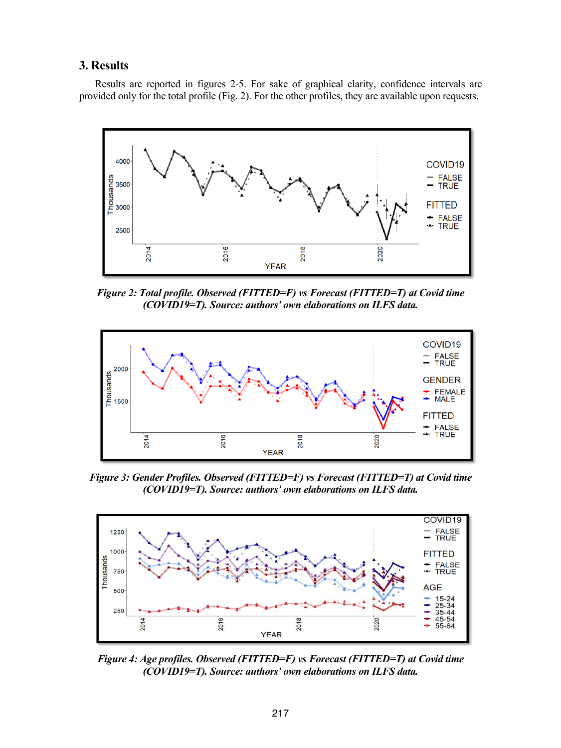## 3. Results

Results are reported in figures 2-5. For sake of graphical clarity, confidence intervals are provided only for the total profile (Fig. 2). For the other profiles, they are available upon requests.

*Figure 2: Total profile. Observed (FITTED=F) vs Forecast (FITTED=T) at Covid time (COVID19=T). Source: authors' own elaborations on ILFS data.*

*Figure 3: Gender Profiles. Observed (FITTED=F) vs Forecast (FITTED=T) at Covid time (COVID19=T). Source: authors' own elaborations on ILFS data.*

*Figure 4: Age profiles. Observed (FITTED=F) vs Forecast (FITTED=T) at Covid time (COVID19=T). Source: authors' own elaborations on ILFS data.*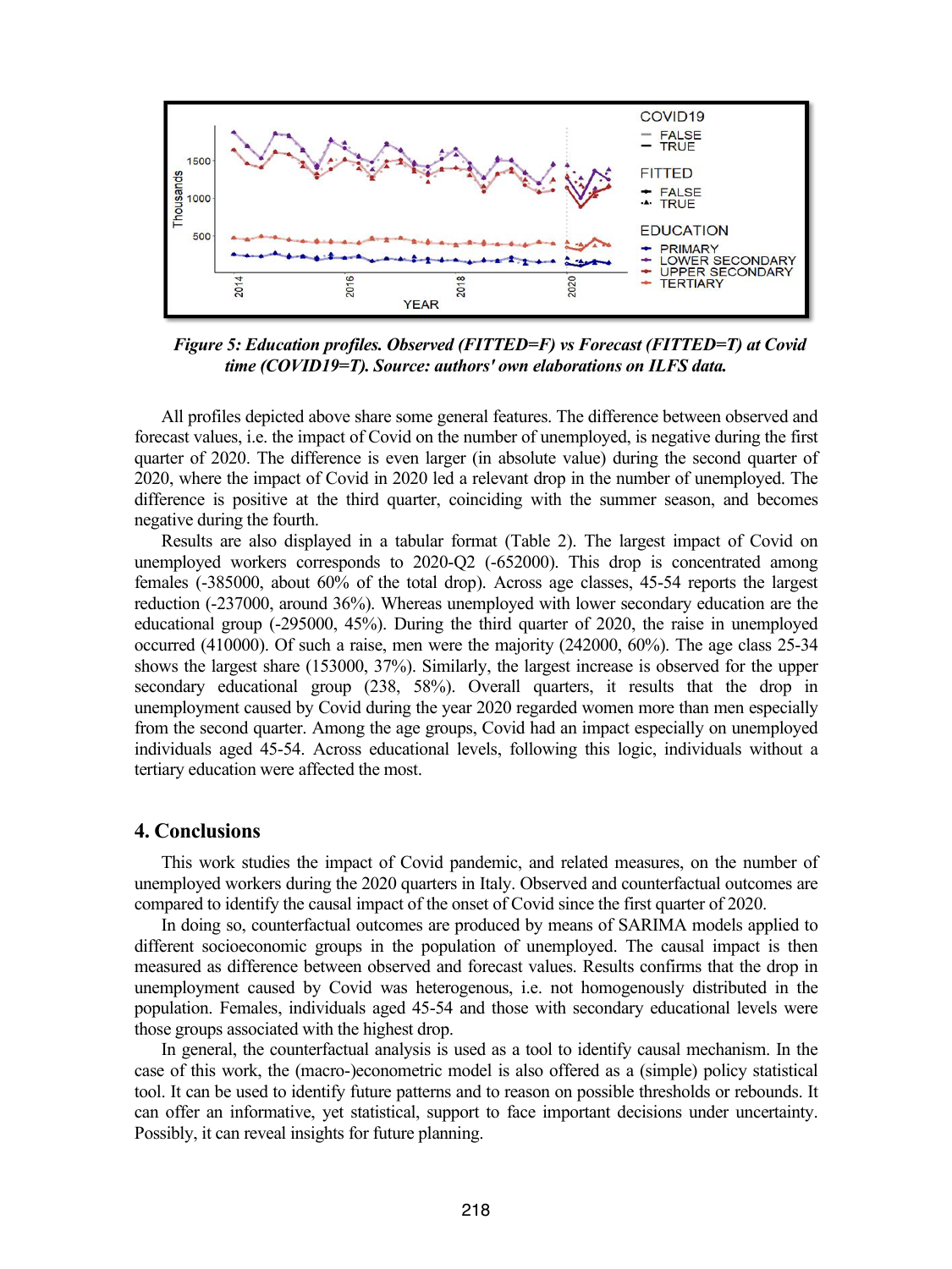*Figure 5: Education profiles. Observed (FITTED=F) vs Forecast (FITTED=T) at Covid time (COVID19=T). Source: authors' own elaborations on ILFS data.*

All profiles depicted above share some general features. The difference between observed and forecast values, i.e. the impact of Covid on the number of unemployed, is negative during the first quarter of 2020. The difference is even larger (in absolute value) during the second quarter of 2020, where the impact of Covid in 2020 led a relevant drop in the number of unemployed. The difference is positive at the third quarter, coinciding with the summer season, and becomes negative during the fourth.

Results are also displayed in a tabular format (Table 2). The largest impact of Covid on unemployed workers corresponds to 2020-Q2 (-652000). This drop is concentrated among females (-385000, about 60% of the total drop). Across age classes, 45-54 reports the largest reduction (-237000, around 36%). Whereas unemployed with lower secondary education are the educational group (-295000, 45%). During the third quarter of 2020, the raise in unemployed occurred (410000). Of such a raise, men were the majority (242000, 60%). The age class 25-34 shows the largest share (153000, 37%). Similarly, the largest increase is observed for the upper secondary educational group (238, 58%). Overall quarters, it results that the drop in unemployment caused by Covid during the year 2020 regarded women more than men especially from the second quarter. Among the age groups, Covid had an impact especially on unemployed individuals aged 45-54. Across educational levels, following this logic, individuals without a tertiary education were affected the most.

## 4. Conclusions

This work studies the impact of Covid pandemic, and related measures, on the number of unemployed workers during the 2020 quarters in Italy. Observed and counterfactual outcomes are compared to identify the causal impact of the onset of Covid since the first quarter of 2020.

In doing so, counterfactual outcomes are produced by means of SARIMA models applied to different socioeconomic groups in the population of unemployed. The causal impact is then measured as difference between observed and forecast values. Results confirms that the drop in unemployment caused by Covid was heterogeneous, i.e. not homogenously distributed in the population. Females, individuals aged 45-54 and those with secondary educational levels were those groups associated with the highest drop.

In general, the counterfactual analysis is used as a tool to identify causal mechanism. In the case of this work, the (macro-)econometric model is also offered as a (simple) policy statistical tool. It can be used to identify future patterns and to reason on possible thresholds or rebounds. It can offer an informative, yet statistical, support to face important decisions under uncertainty. Possibly, it can reveal insights for future planning.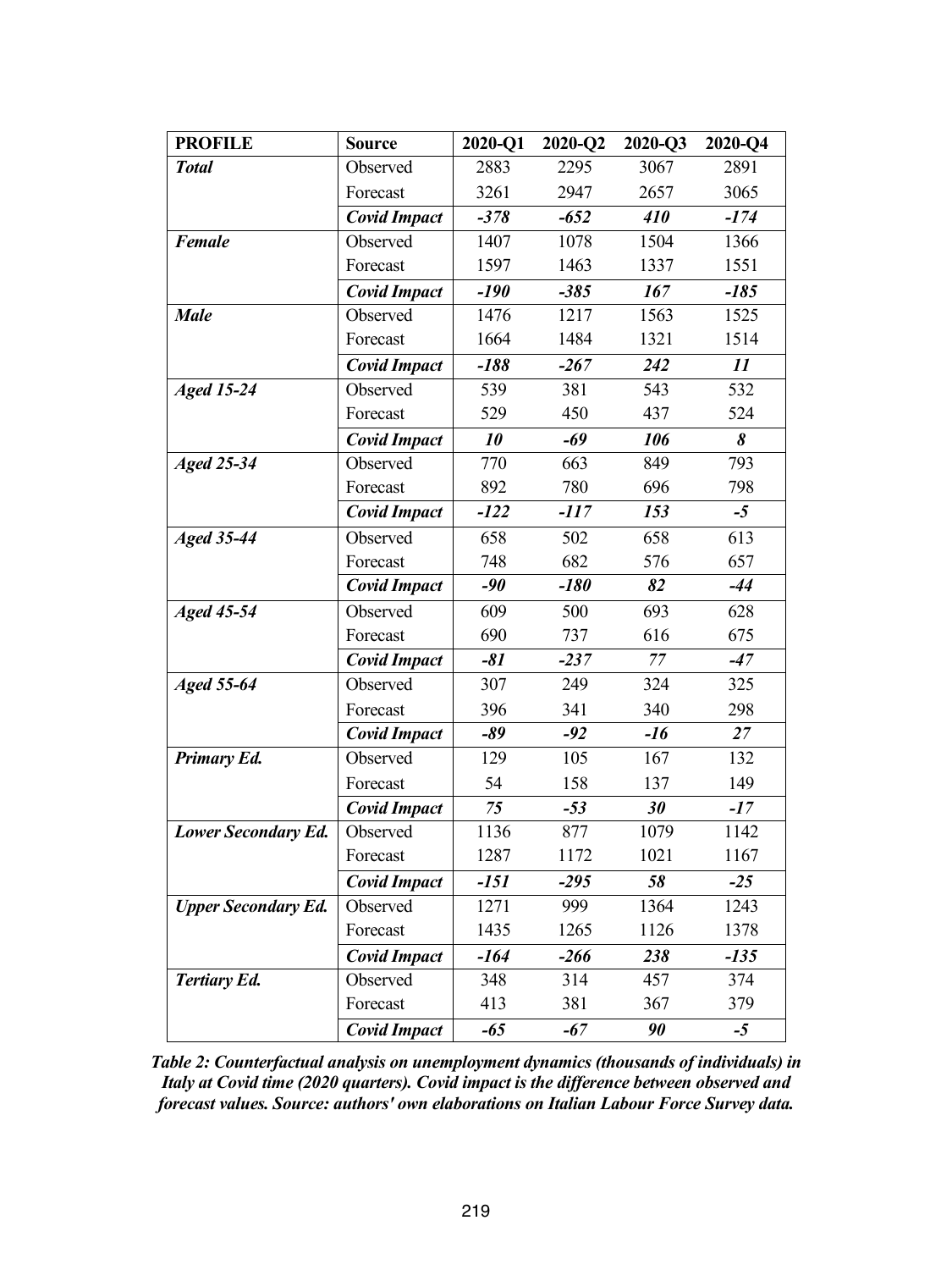| PROFILE | Source | 2020-Q1 | 2020-Q2 | 2020-Q3 | 2020-Q4 |
|---|---|---|---|---|---|
| ***Total*** | Observed | 2883 | 2295 | 3067 | 2891 |
| | Forecast | 3261 | 2947 | 2657 | 3065 |
| | ***Covid Impact*** | ***-378*** | ***-652*** | ***410*** | ***-174*** |
| ***Female*** | Observed | 1407 | 1078 | 1504 | 1366 |
| | Forecast | 1597 | 1463 | 1337 | 1551 |
| | ***Covid Impact*** | ***-190*** | ***-385*** | ***167*** | ***-185*** |
| ***Male*** | Observed | 1476 | 1217 | 1563 | 1525 |
| | Forecast | 1664 | 1484 | 1321 | 1514 |
| | ***Covid Impact*** | ***-188*** | ***-267*** | ***242*** | ***11*** |
| ***Aged 15-24*** | Observed | 539 | 381 | 543 | 532 |
| | Forecast | 529 | 450 | 437 | 524 |
| | ***Covid Impact*** | ***10*** | ***-69*** | ***106*** | ***8*** |
| ***Aged 25-34*** | Observed | 770 | 663 | 849 | 793 |
| | Forecast | 892 | 780 | 696 | 798 |
| | ***Covid Impact*** | ***-122*** | ***-117*** | ***153*** | ***-5*** |
| ***Aged 35-44*** | Observed | 658 | 502 | 658 | 613 |
| | Forecast | 748 | 682 | 576 | 657 |
| | ***Covid Impact*** | ***-90*** | ***-180*** | ***82*** | ***-44*** |
| ***Aged 45-54*** | Observed | 609 | 500 | 693 | 628 |
| | Forecast | 690 | 737 | 616 | 675 |
| | ***Covid Impact*** | ***-81*** | ***-237*** | ***77*** | ***-47*** |
| ***Aged 55-64*** | Observed | 307 | 249 | 324 | 325 |
| | Forecast | 396 | 341 | 340 | 298 |
| | ***Covid Impact*** | ***-89*** | ***-92*** | ***-16*** | ***27*** |
| ***Primary Ed.*** | Observed | 129 | 105 | 167 | 132 |
| | Forecast | 54 | 158 | 137 | 149 |
| | ***Covid Impact*** | ***75*** | ***-53*** | ***30*** | ***-17*** |
| ***Lower Secondary Ed.*** | Observed | 1136 | 877 | 1079 | 1142 |
| | Forecast | 1287 | 1172 | 1021 | 1167 |
| | ***Covid Impact*** | ***-151*** | ***-295*** | ***58*** | ***-25*** |
| ***Upper Secondary Ed.*** | Observed | 1271 | 999 | 1364 | 1243 |
| | Forecast | 1435 | 1265 | 1126 | 1378 |
| | ***Covid Impact*** | ***-164*** | ***-266*** | ***238*** | ***-135*** |
| ***Tertiary Ed.*** | Observed | 348 | 314 | 457 | 374 |
| | Forecast | 413 | 381 | 367 | 379 |
| | ***Covid Impact*** | ***-65*** | ***-67*** | ***90*** | ***-5*** |

***Table 2: Counterfactual analysis on unemployment dynamics (thousands of individuals) in Italy at Covid time (2020 quarters). Covid impact is the difference between observed and forecast values. Source: authors' own elaborations on Italian Labour Force Survey data.***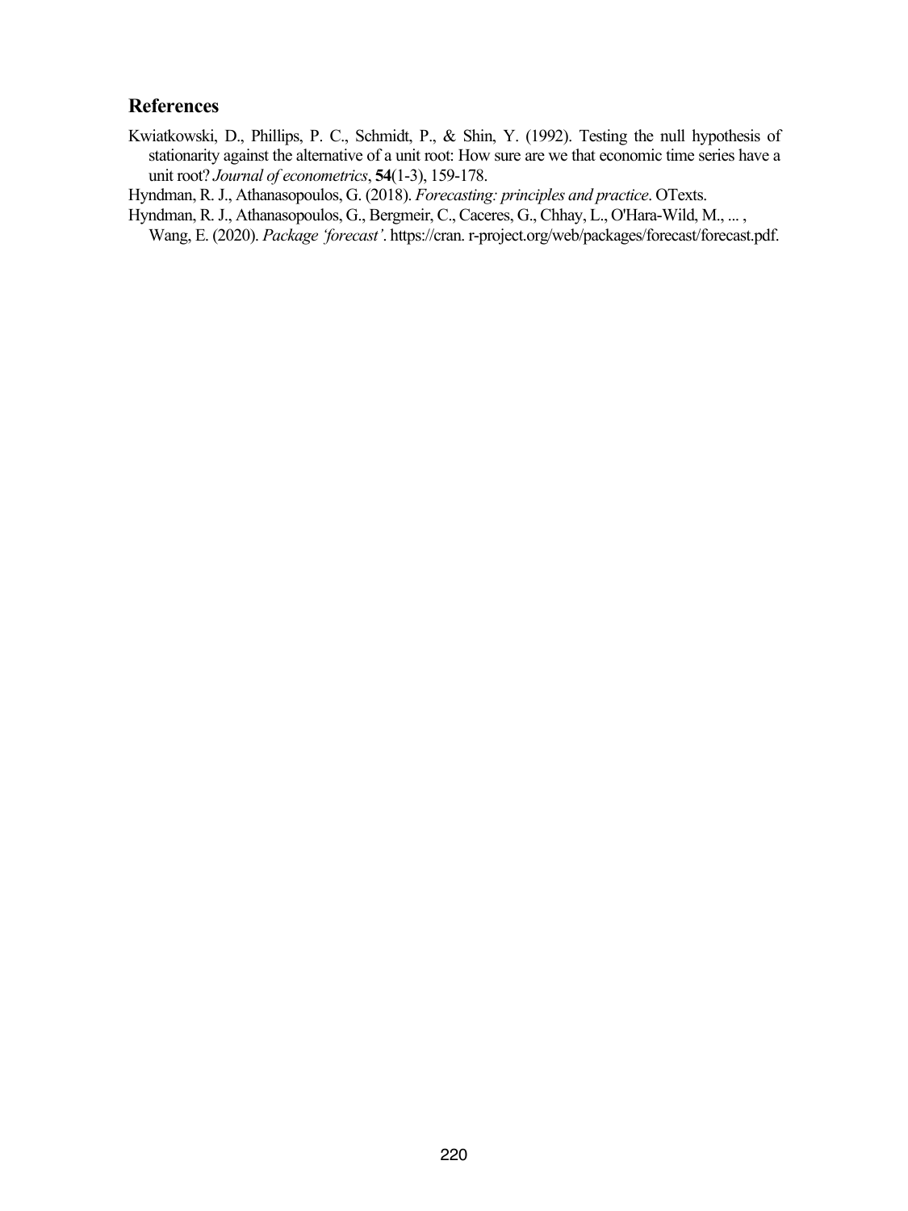## References

Kwiatkowski, D., Phillips, P. C., Schmidt, P., & Shin, Y. (1992). Testing the null hypothesis of stationarity against the alternative of a unit root: How sure are we that economic time series have a unit root? *Journal of econometrics*, **54**(1-3), 159-178.

Hyndman, R. J., Athanasopoulos, G. (2018). *Forecasting: principles and practice*. OTexts.

Hyndman, R. J., Athanasopoulos, G., Bergmeir, C., Caceres, G., Chhay, L., O'Hara-Wild, M., ... , Wang, E. (2020). *Package 'forecast'*. https://cran. r-project.org/web/packages/forecast/forecast.pdf.